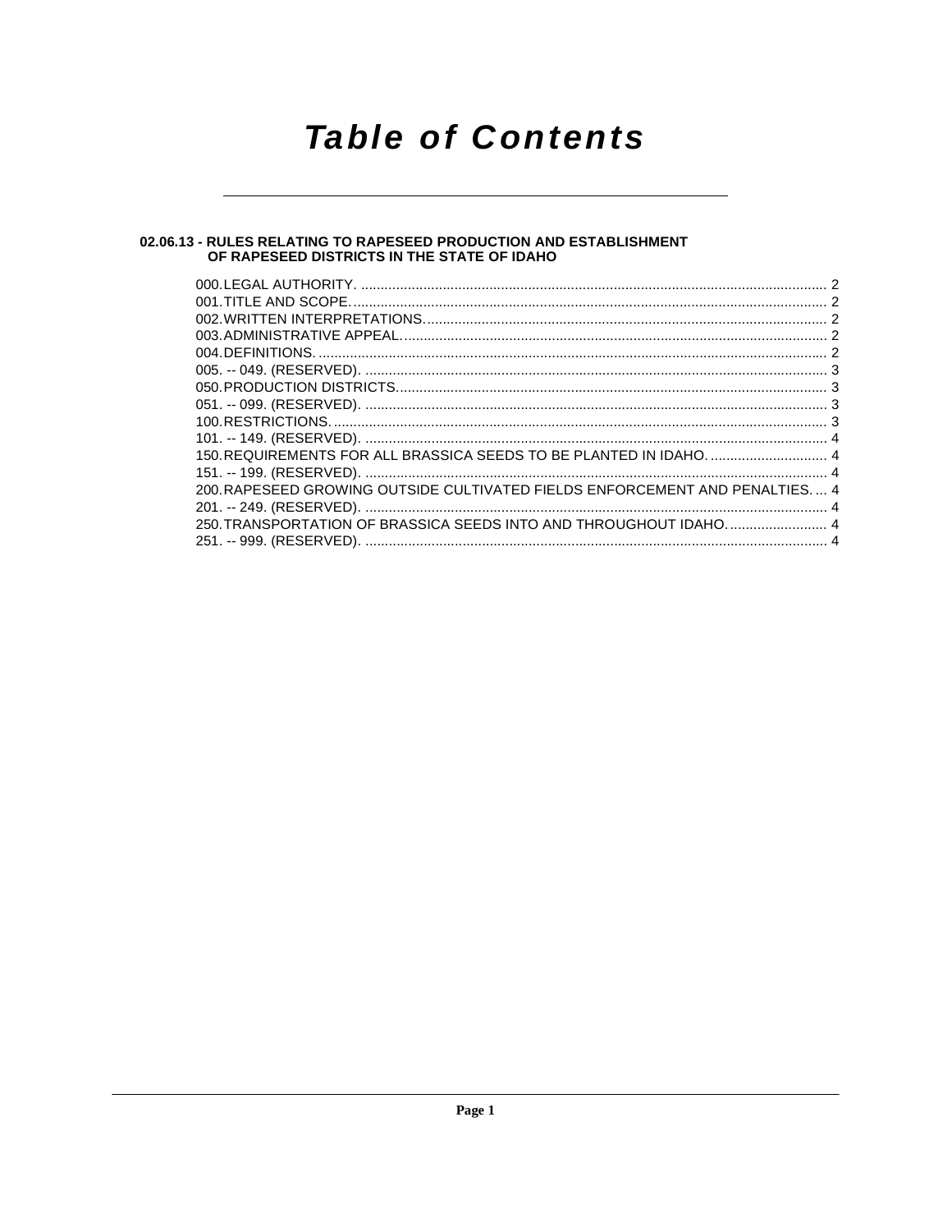# Table of Contents

## 02.06.13 - RULES RELATING TO RAPESEED PRODUCTION AND ESTABLISHMENT OF RAPESEED DISTRICTS IN THE STATE OF IDAHO

000. LEGAL AUTHORITY. ........................................................ 2
001. TITLE AND SCOPE. ........................................................ 2
002. WRITTEN INTERPRETATIONS. ........................................................ 2
003. ADMINISTRATIVE APPEAL. ........................................................ 2
004. DEFINITIONS. ........................................................ 2
005. -- 049. (RESERVED). ........................................................ 3
050. PRODUCTION DISTRICTS. ........................................................ 3
051. -- 099. (RESERVED). ........................................................ 3
100. RESTRICTIONS. ........................................................ 3
101. -- 149. (RESERVED). ........................................................ 4
150. REQUIREMENTS FOR ALL BRASSICA SEEDS TO BE PLANTED IN IDAHO. .............................. 4
151. -- 199. (RESERVED). ........................................................ 4
200. RAPESEED GROWING OUTSIDE CULTIVATED FIELDS ENFORCEMENT AND PENALTIES. ... 4
201. -- 249. (RESERVED). ........................................................ 4
250. TRANSPORTATION OF BRASSICA SEEDS INTO AND THROUGHOUT IDAHO. ......................... 4
251. -- 999. (RESERVED). ........................................................ 4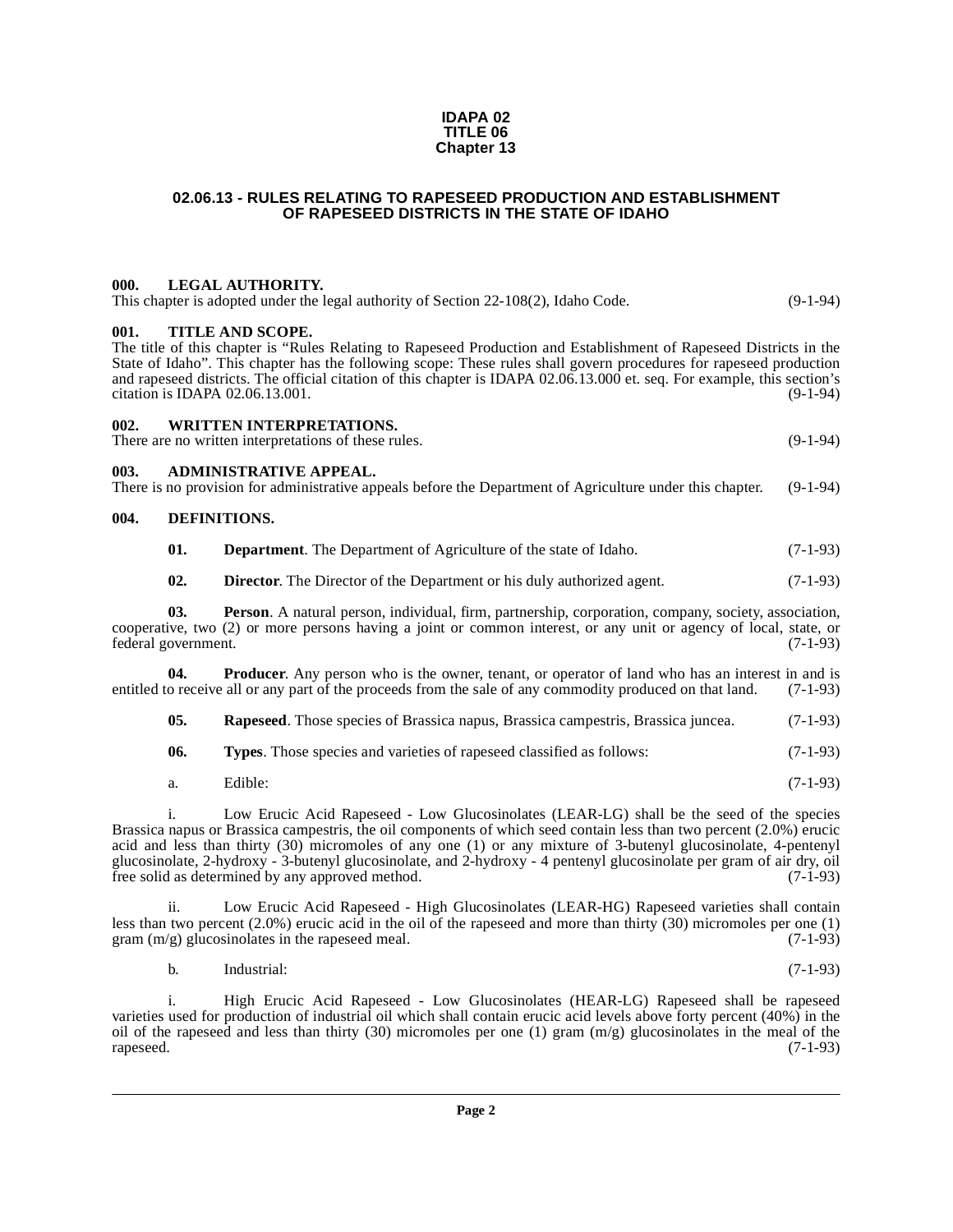**IDAPA 02**
**TITLE 06**
**Chapter 13**

# 02.06.13 - RULES RELATING TO RAPESEED PRODUCTION AND ESTABLISHMENT OF RAPESEED DISTRICTS IN THE STATE OF IDAHO

**000. LEGAL AUTHORITY.**

This chapter is adopted under the legal authority of Section 22-108(2), Idaho Code. (9-1-94)

**001. TITLE AND SCOPE.**

The title of this chapter is "Rules Relating to Rapeseed Production and Establishment of Rapeseed Districts in the State of Idaho". This chapter has the following scope: These rules shall govern procedures for rapeseed production and rapeseed districts. The official citation of this chapter is IDAPA 02.06.13.000 et. seq. For example, this section's citation is IDAPA 02.06.13.001. (9-1-94)

**002. WRITTEN INTERPRETATIONS.**

There are no written interpretations of these rules. (9-1-94)

**003. ADMINISTRATIVE APPEAL.**

There is no provision for administrative appeals before the Department of Agriculture under this chapter. (9-1-94)

**004. DEFINITIONS.**

**01. Department**. The Department of Agriculture of the state of Idaho. (7-1-93)

**02. Director**. The Director of the Department or his duly authorized agent. (7-1-93)

**03. Person**. A natural person, individual, firm, partnership, corporation, company, society, association, cooperative, two (2) or more persons having a joint or common interest, or any unit or agency of local, state, or federal government. (7-1-93)

**04. Producer**. Any person who is the owner, tenant, or operator of land who has an interest in and is entitled to receive all or any part of the proceeds from the sale of any commodity produced on that land. (7-1-93)

**05. Rapeseed**. Those species of Brassica napus, Brassica campestris, Brassica juncea. (7-1-93)

**06. Types**. Those species and varieties of rapeseed classified as follows: (7-1-93)

a. Edible: (7-1-93)

i. Low Erucic Acid Rapeseed - Low Glucosinolates (LEAR-LG) shall be the seed of the species Brassica napus or Brassica campestris, the oil components of which seed contain less than two percent (2.0%) erucic acid and less than thirty (30) micromoles of any one (1) or any mixture of 3-butenyl glucosinolate, 4-pentenyl glucosinolate, 2-hydroxy - 3-butenyl glucosinolate, and 2-hydroxy - 4 pentenyl glucosinolate per gram of air dry, oil free solid as determined by any approved method. (7-1-93)

ii. Low Erucic Acid Rapeseed - High Glucosinolates (LEAR-HG) Rapeseed varieties shall contain less than two percent (2.0%) erucic acid in the oil of the rapeseed and more than thirty (30) micromoles per one (1) gram (m/g) glucosinolates in the rapeseed meal. (7-1-93)

b. Industrial: (7-1-93)

i. High Erucic Acid Rapeseed - Low Glucosinolates (HEAR-LG) Rapeseed shall be rapeseed varieties used for production of industrial oil which shall contain erucic acid levels above forty percent (40%) in the oil of the rapeseed and less than thirty (30) micromoles per one (1) gram (m/g) glucosinolates in the meal of the rapeseed. (7-1-93)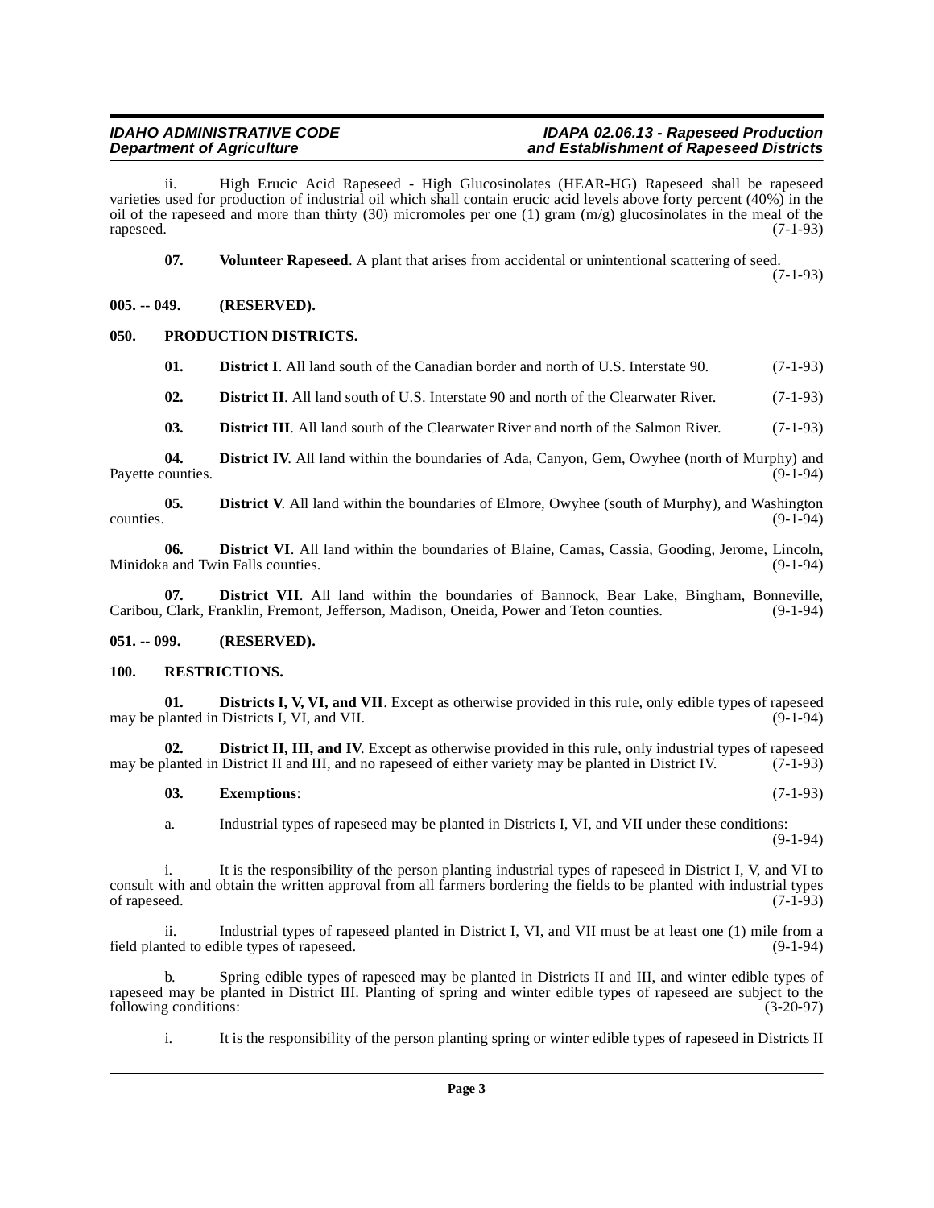ii. High Erucic Acid Rapeseed - High Glucosinolates (HEAR-HG) Rapeseed shall be rapeseed varieties used for production of industrial oil which shall contain erucic acid levels above forty percent (40%) in the oil of the rapeseed and more than thirty (30) micromoles per one (1) gram (m/g) glucosinolates in the meal of the rapeseed. (7-1-93)

**07. Volunteer Rapeseed**. A plant that arises from accidental or unintentional scattering of seed. (7-1-93)

## 005. -- 049. (RESERVED).

## 050. PRODUCTION DISTRICTS.

**01. District I**. All land south of the Canadian border and north of U.S. Interstate 90. (7-1-93)

**02. District II**. All land south of U.S. Interstate 90 and north of the Clearwater River. (7-1-93)

**03. District III**. All land south of the Clearwater River and north of the Salmon River. (7-1-93)

**04. District IV**. All land within the boundaries of Ada, Canyon, Gem, Owyhee (north of Murphy) and Payette counties. (9-1-94)

**05. District V**. All land within the boundaries of Elmore, Owyhee (south of Murphy), and Washington counties. (9-1-94)

**06. District VI**. All land within the boundaries of Blaine, Camas, Cassia, Gooding, Jerome, Lincoln, Minidoka and Twin Falls counties. (9-1-94)

**07. District VII**. All land within the boundaries of Bannock, Bear Lake, Bingham, Bonneville, Caribou, Clark, Franklin, Fremont, Jefferson, Madison, Oneida, Power and Teton counties. (9-1-94)

## 051. -- 099. (RESERVED).

## 100. RESTRICTIONS.

**01. Districts I, V, VI, and VII**. Except as otherwise provided in this rule, only edible types of rapeseed may be planted in Districts I, VI, and VII. (9-1-94)

**02. District II, III, and IV**. Except as otherwise provided in this rule, only industrial types of rapeseed may be planted in District II and III, and no rapeseed of either variety may be planted in District IV. (7-1-93)

**03. Exemptions**: (7-1-93)

a. Industrial types of rapeseed may be planted in Districts I, VI, and VII under these conditions: (9-1-94)

i. It is the responsibility of the person planting industrial types of rapeseed in District I, V, and VI to consult with and obtain the written approval from all farmers bordering the fields to be planted with industrial types of rapeseed. (7-1-93)

ii. Industrial types of rapeseed planted in District I, VI, and VII must be at least one (1) mile from a field planted to edible types of rapeseed. (9-1-94)

b. Spring edible types of rapeseed may be planted in Districts II and III, and winter edible types of rapeseed may be planted in District III. Planting of spring and winter edible types of rapeseed are subject to the following conditions: (3-20-97)

i. It is the responsibility of the person planting spring or winter edible types of rapeseed in Districts II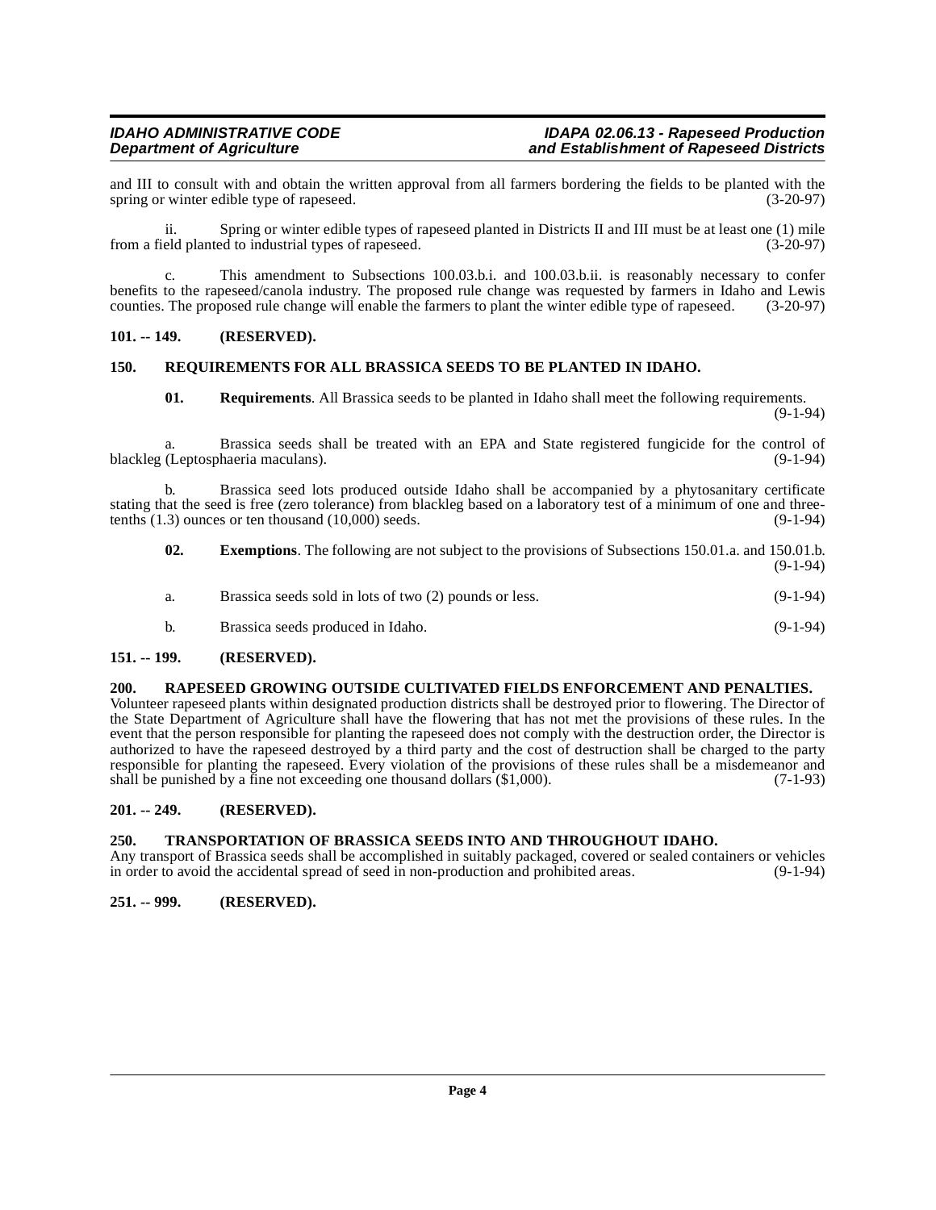and III to consult with and obtain the written approval from all farmers bordering the fields to be planted with the spring or winter edible type of rapeseed. (3-20-97)

ii. Spring or winter edible types of rapeseed planted in Districts II and III must be at least one (1) mile from a field planted to industrial types of rapeseed. (3-20-97)

c. This amendment to Subsections 100.03.b.i. and 100.03.b.ii. is reasonably necessary to confer benefits to the rapeseed/canola industry. The proposed rule change was requested by farmers in Idaho and Lewis counties. The proposed rule change will enable the farmers to plant the winter edible type of rapeseed. (3-20-97)

## 101. -- 149. (RESERVED).

## 150. REQUIREMENTS FOR ALL BRASSICA SEEDS TO BE PLANTED IN IDAHO.

**01. Requirements**. All Brassica seeds to be planted in Idaho shall meet the following requirements. (9-1-94)

a. Brassica seeds shall be treated with an EPA and State registered fungicide for the control of blackleg (Leptosphaeria maculans). (9-1-94)

b. Brassica seed lots produced outside Idaho shall be accompanied by a phytosanitary certificate stating that the seed is free (zero tolerance) from blackleg based on a laboratory test of a minimum of one and three-tenths (1.3) ounces or ten thousand (10,000) seeds. (9-1-94)

**02. Exemptions**. The following are not subject to the provisions of Subsections 150.01.a. and 150.01.b. (9-1-94)

a. Brassica seeds sold in lots of two (2) pounds or less. (9-1-94)

b. Brassica seeds produced in Idaho. (9-1-94)

## 151. -- 199. (RESERVED).

## 200. RAPESEED GROWING OUTSIDE CULTIVATED FIELDS ENFORCEMENT AND PENALTIES.

Volunteer rapeseed plants within designated production districts shall be destroyed prior to flowering. The Director of the State Department of Agriculture shall have the flowering that has not met the provisions of these rules. In the event that the person responsible for planting the rapeseed does not comply with the destruction order, the Director is authorized to have the rapeseed destroyed by a third party and the cost of destruction shall be charged to the party responsible for planting the rapeseed. Every violation of the provisions of these rules shall be a misdemeanor and shall be punished by a fine not exceeding one thousand dollars ($1,000). (7-1-93)

## 201. -- 249. (RESERVED).

## 250. TRANSPORTATION OF BRASSICA SEEDS INTO AND THROUGHOUT IDAHO.

Any transport of Brassica seeds shall be accomplished in suitably packaged, covered or sealed containers or vehicles in order to avoid the accidental spread of seed in non-production and prohibited areas. (9-1-94)

## 251. -- 999. (RESERVED).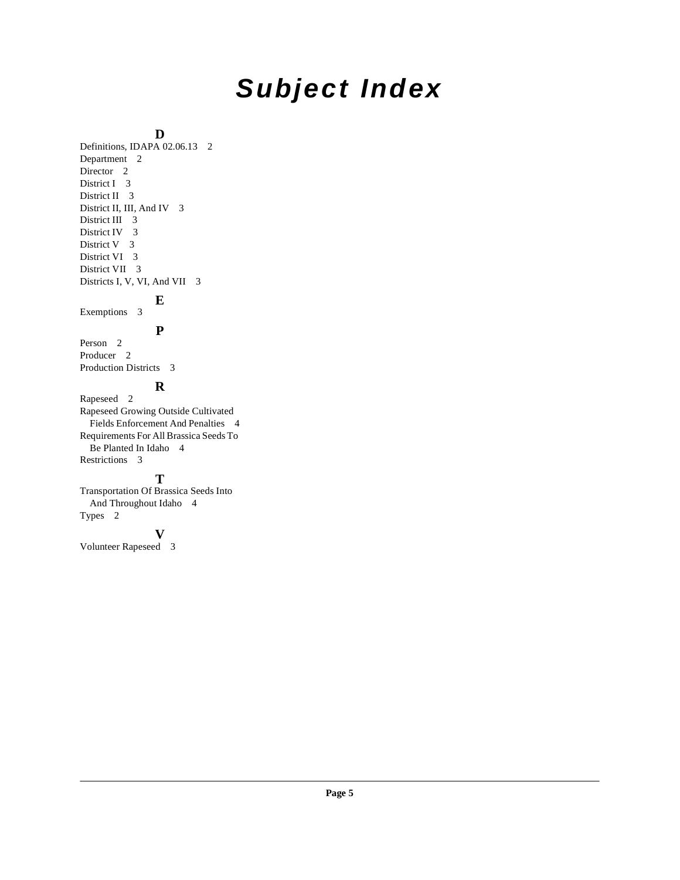# Subject Index

**D**

Definitions, IDAPA 02.06.13 2
Department 2
Director 2
District I 3
District II 3
District II, III, And IV 3
District III 3
District IV 3
District V 3
District VI 3
District VII 3
Districts I, V, VI, And VII 3

**E**

Exemptions 3

**P**

Person 2
Producer 2
Production Districts 3

**R**

Rapeseed 2
Rapeseed Growing Outside Cultivated Fields Enforcement And Penalties 4
Requirements For All Brassica Seeds To Be Planted In Idaho 4
Restrictions 3

**T**

Transportation Of Brassica Seeds Into And Throughout Idaho 4
Types 2

**V**

Volunteer Rapeseed 3